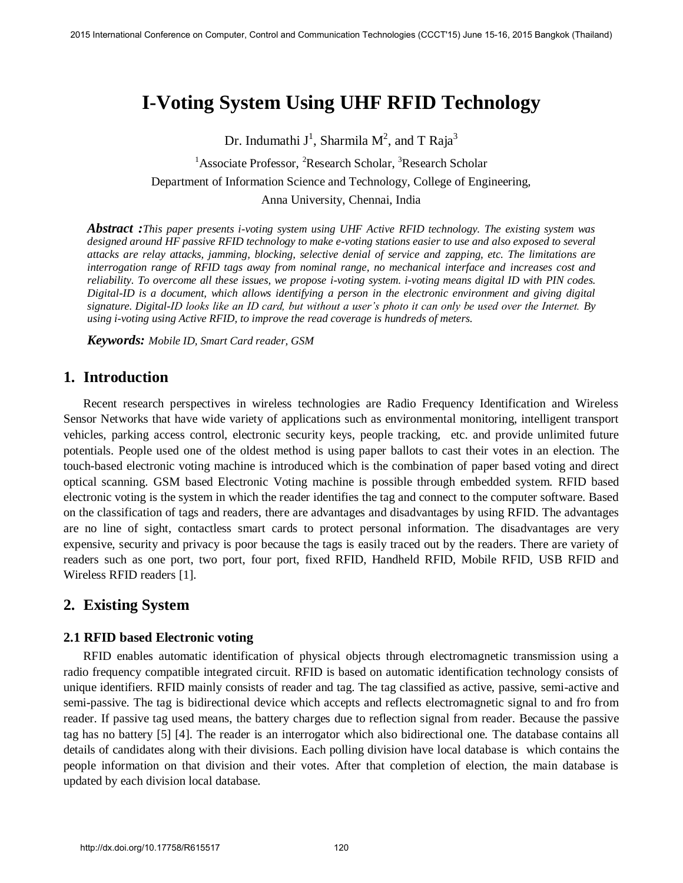# I-Voting System Using UHF RFID Technology

Dr. Indumathi J[1], Sharmila M[2], and T Raja[3]

[1]Associate Professor, [2]Research Scholar, [3]Research Scholar

Department of Information Science and Technology, College of Engineering,

Anna University, Chennai, India

***Abstract :*** *This paper presents i-voting system using UHF Active RFID technology. The existing system was designed around HF passive RFID technology to make e-voting stations easier to use and also exposed to several attacks are relay attacks, jamming, blocking, selective denial of service and zapping, etc. The limitations are interrogation range of RFID tags away from nominal range, no mechanical interface and increases cost and reliability. To overcome all these issues, we propose i-voting system. i-voting means digital ID with PIN codes. Digital-ID is a document, which allows identifying a person in the electronic environment and giving digital signature. Digital-ID looks like an ID card, but without a user's photo it can only be used over the Internet. By using i-voting using Active RFID, to improve the read coverage is hundreds of meters.*

***Keywords:*** *Mobile ID, Smart Card reader, GSM*

## 1. Introduction

Recent research perspectives in wireless technologies are Radio Frequency Identification and Wireless Sensor Networks that have wide variety of applications such as environmental monitoring, intelligent transport vehicles, parking access control, electronic security keys, people tracking, etc. and provide unlimited future potentials. People used one of the oldest method is using paper ballots to cast their votes in an election. The touch-based electronic voting machine is introduced which is the combination of paper based voting and direct optical scanning. GSM based Electronic Voting machine is possible through embedded system. RFID based electronic voting is the system in which the reader identifies the tag and connect to the computer software. Based on the classification of tags and readers, there are advantages and disadvantages by using RFID. The advantages are no line of sight, contactless smart cards to protect personal information. The disadvantages are very expensive, security and privacy is poor because the tags is easily traced out by the readers. There are variety of readers such as one port, two port, four port, fixed RFID, Handheld RFID, Mobile RFID, USB RFID and Wireless RFID readers [1].

## 2. Existing System

### 2.1 RFID based Electronic voting

RFID enables automatic identification of physical objects through electromagnetic transmission using a radio frequency compatible integrated circuit. RFID is based on automatic identification technology consists of unique identifiers. RFID mainly consists of reader and tag. The tag classified as active, passive, semi-active and semi-passive. The tag is bidirectional device which accepts and reflects electromagnetic signal to and fro from reader. If passive tag used means, the battery charges due to reflection signal from reader. Because the passive tag has no battery [5] [4]. The reader is an interrogator which also bidirectional one. The database contains all details of candidates along with their divisions. Each polling division have local database is which contains the people information on that division and their votes. After that completion of election, the main database is updated by each division local database.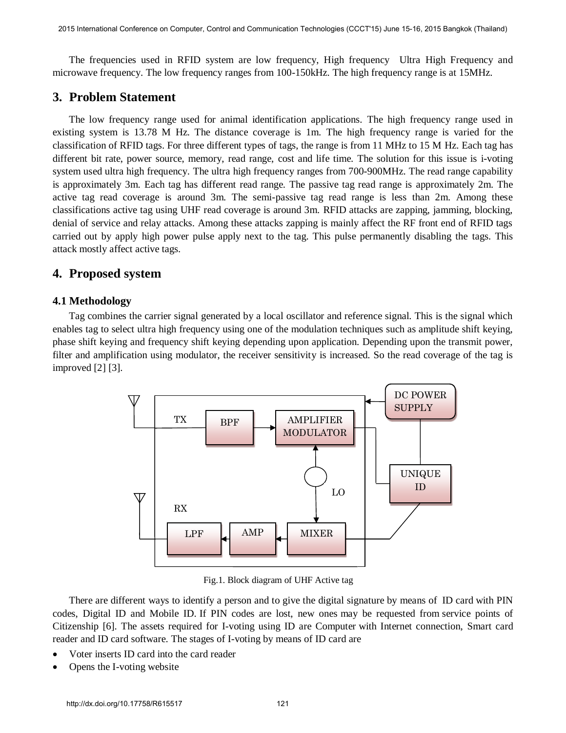The frequencies used in RFID system are low frequency, High frequency Ultra High Frequency and microwave frequency. The low frequency ranges from 100-150kHz. The high frequency range is at 15MHz.

## 3. Problem Statement

The low frequency range used for animal identification applications. The high frequency range used in existing system is 13.78 M Hz. The distance coverage is 1m. The high frequency range is varied for the classification of RFID tags. For three different types of tags, the range is from 11 MHz to 15 M Hz. Each tag has different bit rate, power source, memory, read range, cost and life time. The solution for this issue is i-voting system used ultra high frequency. The ultra high frequency ranges from 700-900MHz. The read range capability is approximately 3m. Each tag has different read range. The passive tag read range is approximately 2m. The active tag read coverage is around 3m. The semi-passive tag read range is less than 2m. Among these classifications active tag using UHF read coverage is around 3m. RFID attacks are zapping, jamming, blocking, denial of service and relay attacks. Among these attacks zapping is mainly affect the RF front end of RFID tags carried out by apply high power pulse apply next to the tag. This pulse permanently disabling the tags. This attack mostly affect active tags.

## 4. Proposed system

### 4.1 Methodology

Tag combines the carrier signal generated by a local oscillator and reference signal. This is the signal which enables tag to select ultra high frequency using one of the modulation techniques such as amplitude shift keying, phase shift keying and frequency shift keying depending upon application. Depending upon the transmit power, filter and amplification using modulator, the receiver sensitivity is increased. So the read coverage of the tag is improved [2] [3].

Fig.1. Block diagram of UHF Active tag

There are different ways to identify a person and to give the digital signature by means of ID card with PIN codes, Digital ID and Mobile ID. If PIN codes are lost, new ones may be requested from service points of Citizenship [6]. The assets required for I-voting using ID are Computer with Internet connection, Smart card reader and ID card software. The stages of I-voting by means of ID card are

- Voter inserts ID card into the card reader
- Opens the I-voting website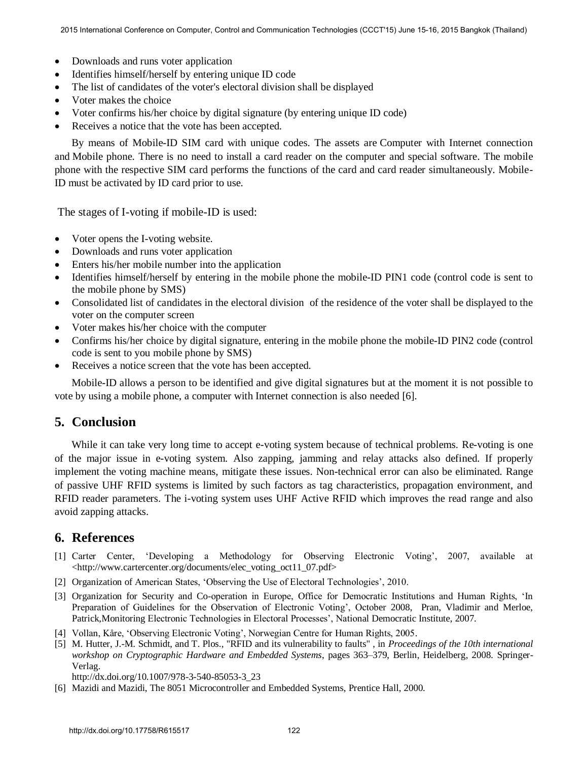- Downloads and runs voter application
- Identifies himself/herself by entering unique ID code
- The list of candidates of the voter's electoral division shall be displayed
- Voter makes the choice
- Voter confirms his/her choice by digital signature (by entering unique ID code)
- Receives a notice that the vote has been accepted.

By means of Mobile-ID SIM card with unique codes. The assets are Computer with Internet connection and Mobile phone. There is no need to install a card reader on the computer and special software. The mobile phone with the respective SIM card performs the functions of the card and card reader simultaneously. Mobile-ID must be activated by ID card prior to use.

The stages of I-voting if mobile-ID is used:

- Voter opens the I-voting website.
- Downloads and runs voter application
- Enters his/her mobile number into the application
- Identifies himself/herself by entering in the mobile phone the mobile-ID PIN1 code (control code is sent to the mobile phone by SMS)
- Consolidated list of candidates in the electoral division of the residence of the voter shall be displayed to the voter on the computer screen
- Voter makes his/her choice with the computer
- Confirms his/her choice by digital signature, entering in the mobile phone the mobile-ID PIN2 code (control code is sent to you mobile phone by SMS)
- Receives a notice screen that the vote has been accepted.

Mobile-ID allows a person to be identified and give digital signatures but at the moment it is not possible to vote by using a mobile phone, a computer with Internet connection is also needed [6].

## 5. Conclusion

While it can take very long time to accept e-voting system because of technical problems. Re-voting is one of the major issue in e-voting system. Also zapping, jamming and relay attacks also defined. If properly implement the voting machine means, mitigate these issues. Non-technical error can also be eliminated. Range of passive UHF RFID systems is limited by such factors as tag characteristics, propagation environment, and RFID reader parameters. The i-voting system uses UHF Active RFID which improves the read range and also avoid zapping attacks.

## 6. References

[1] Carter Center, 'Developing a Methodology for Observing Electronic Voting', 2007, available at <http://www.cartercenter.org/documents/elec_voting_oct11_07.pdf>

[2] Organization of American States, 'Observing the Use of Electoral Technologies', 2010.

[3] Organization for Security and Co-operation in Europe, Office for Democratic Institutions and Human Rights, 'In Preparation of Guidelines for the Observation of Electronic Voting', October 2008, Pran, Vladimir and Merloe, Patrick,Monitoring Electronic Technologies in Electoral Processes', National Democratic Institute, 2007.

[4] Vollan, Kåre, 'Observing Electronic Voting', Norwegian Centre for Human Rights, 2005.

[5] M. Hutter, J.-M. Schmidt, and T. Plos., "RFID and its vulnerability to faults" , in *Proceedings of the 10th international workshop on Cryptographic Hardware and Embedded Systems*, pages 363–379, Berlin, Heidelberg, 2008. Springer-Verlag.
http://dx.doi.org/10.1007/978-3-540-85053-3_23

[6] Mazidi and Mazidi, The 8051 Microcontroller and Embedded Systems, Prentice Hall, 2000.